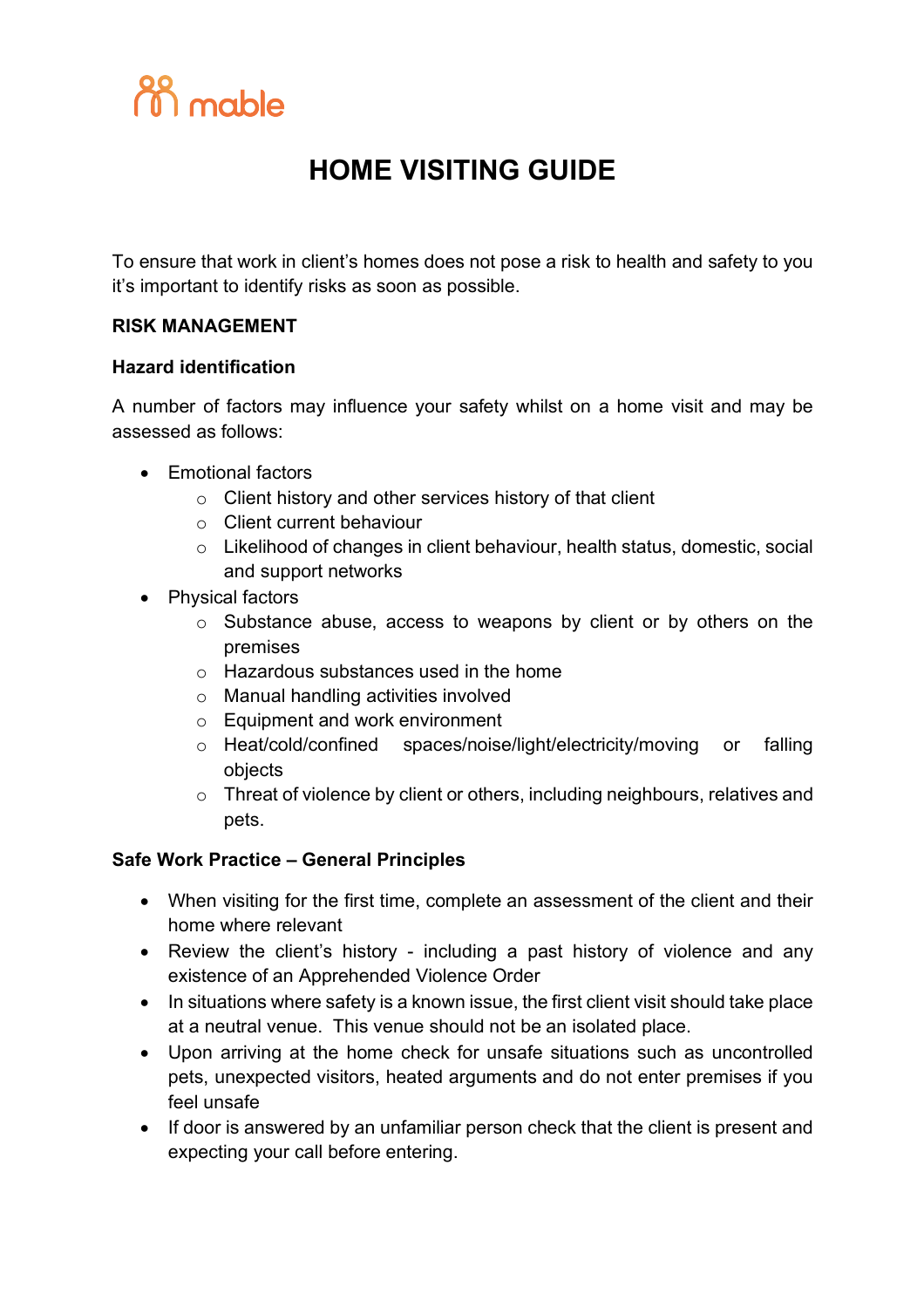mable

# HOME VISITING GUIDE

To ensure that work in client's homes does not pose a risk to health and safety to you it's important to identify risks as soon as possible.

## RISK MANAGEMENT

### Hazard identification

A number of factors may influence your safety whilst on a home visit and may be assessed as follows:

- Emotional factors
  - Client history and other services history of that client
  - Client current behaviour
  - Likelihood of changes in client behaviour, health status, domestic, social and support networks
- Physical factors
  - Substance abuse, access to weapons by client or by others on the premises
  - Hazardous substances used in the home
  - Manual handling activities involved
  - Equipment and work environment
  - Heat/cold/confined spaces/noise/light/electricity/moving or falling objects
  - Threat of violence by client or others, including neighbours, relatives and pets.

### Safe Work Practice – General Principles

- When visiting for the first time, complete an assessment of the client and their home where relevant
- Review the client's history - including a past history of violence and any existence of an Apprehended Violence Order
- In situations where safety is a known issue, the first client visit should take place at a neutral venue. This venue should not be an isolated place.
- Upon arriving at the home check for unsafe situations such as uncontrolled pets, unexpected visitors, heated arguments and do not enter premises if you feel unsafe
- If door is answered by an unfamiliar person check that the client is present and expecting your call before entering.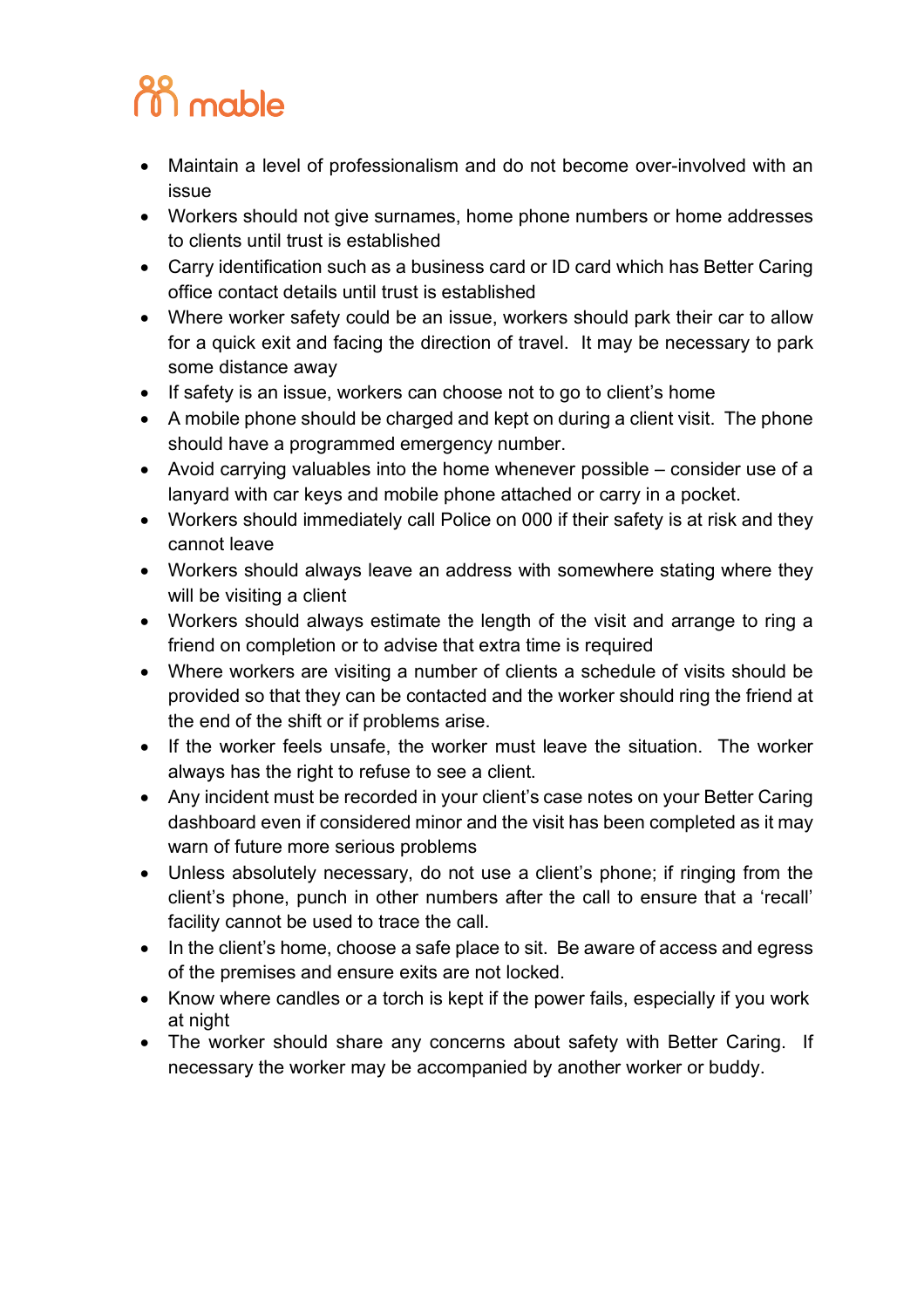- Maintain a level of professionalism and do not become over-involved with an issue
- Workers should not give surnames, home phone numbers or home addresses to clients until trust is established
- Carry identification such as a business card or ID card which has Better Caring office contact details until trust is established
- Where worker safety could be an issue, workers should park their car to allow for a quick exit and facing the direction of travel. It may be necessary to park some distance away
- If safety is an issue, workers can choose not to go to client's home
- A mobile phone should be charged and kept on during a client visit. The phone should have a programmed emergency number.
- Avoid carrying valuables into the home whenever possible – consider use of a lanyard with car keys and mobile phone attached or carry in a pocket.
- Workers should immediately call Police on 000 if their safety is at risk and they cannot leave
- Workers should always leave an address with somewhere stating where they will be visiting a client
- Workers should always estimate the length of the visit and arrange to ring a friend on completion or to advise that extra time is required
- Where workers are visiting a number of clients a schedule of visits should be provided so that they can be contacted and the worker should ring the friend at the end of the shift or if problems arise.
- If the worker feels unsafe, the worker must leave the situation. The worker always has the right to refuse to see a client.
- Any incident must be recorded in your client's case notes on your Better Caring dashboard even if considered minor and the visit has been completed as it may warn of future more serious problems
- Unless absolutely necessary, do not use a client's phone; if ringing from the client's phone, punch in other numbers after the call to ensure that a 'recall' facility cannot be used to trace the call.
- In the client's home, choose a safe place to sit. Be aware of access and egress of the premises and ensure exits are not locked.
- Know where candles or a torch is kept if the power fails, especially if you work at night
- The worker should share any concerns about safety with Better Caring. If necessary the worker may be accompanied by another worker or buddy.